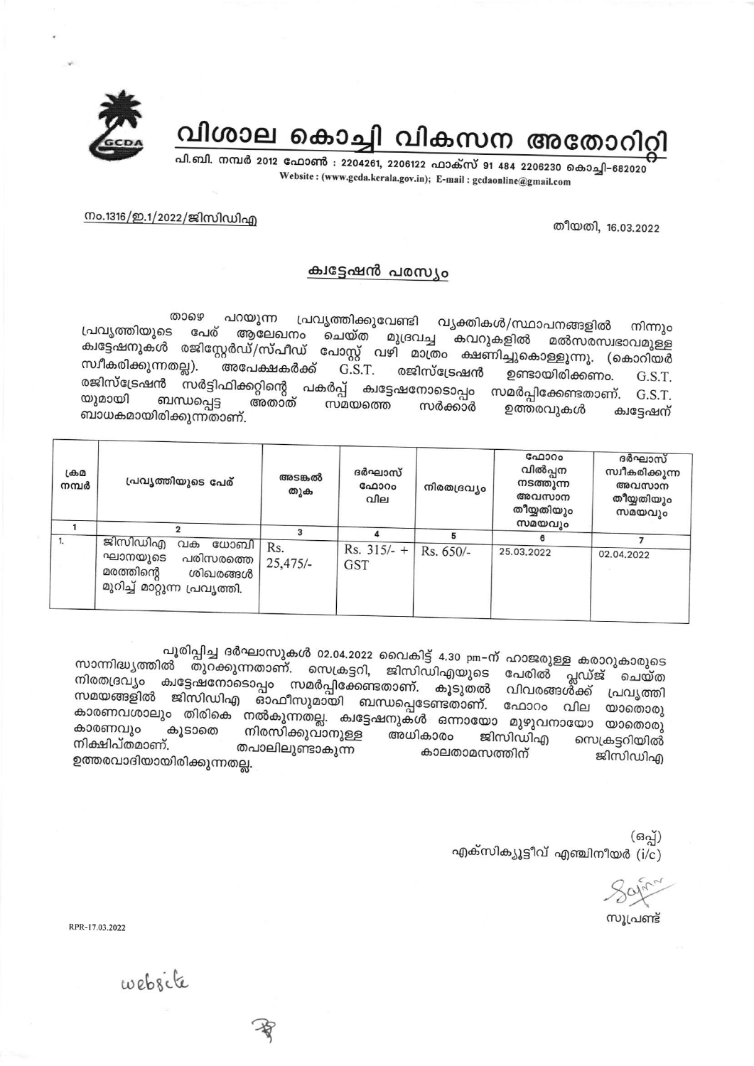# വിശാല കൊച്ചി വികസന അതോറിറ്റി

പി.ബി. നമ്പർ 2012 ഫോൺ : 2204261, 2206122 ഫാക്സ് 91 484 2206230 കൊച്ചി–682020
Website : (www.gcda.kerala.gov.in); E-mail : gcdaonline@gmail.com

നം.1316/ഇ.1/2022/ജിസിഡിഎ

തീയതി, 16.03.2022

## ക്വട്ടേഷൻ പരസ്യം

താഴെ പറയുന്ന പ്രവൃത്തിക്കുവേണ്ടി വ്യക്തികൾ/സ്ഥാപനങ്ങളിൽ നിന്നും പ്രവൃത്തിയുടെ പേര് ആലേഖനം ചെയ്ത മുദ്രവച്ച കവറുകളിൽ മൽസരസ്വഭാവമുള്ള ക്വട്ടേഷനുകൾ രജിസ്റ്റേർഡ്/സ്പീഡ് പോസ്റ്റ് വഴി മാത്രം ക്ഷണിച്ചുകൊള്ളുന്നു. (കൊറിയർ സ്വീകരിക്കുന്നതല്ല). അപേക്ഷകർക്ക് G.S.T. രജിസ്ട്രേഷൻ ഉണ്ടായിരിക്കണം. G.S.T. രജിസ്ട്രേഷൻ സർട്ടിഫിക്കറ്റിന്റെ പകർപ്പ് ക്വട്ടേഷനോടൊപ്പം സമർപ്പിക്കേണ്ടതാണ്. G.S.T. യുമായി ബന്ധപ്പെട്ട അതാത് സമയത്തെ സർക്കാർ ഉത്തരവുകൾ ക്വട്ടേഷന് ബാധകമായിരിക്കുന്നതാണ്.

| ക്രമ നമ്പർ | പ്രവൃത്തിയുടെ പേര് | അടങ്കൽ തുക | ദർഘാസ് ഫോറം വില | നിരതദ്രവ്യം | ഫോറം വിൽപ്പന നടത്തുന്ന അവസാന തീയ്യതിയും സമയവും | ദർഘാസ് സ്വീകരിക്കുന്ന അവസാന തീയ്യതിയും സമയവും |
|---|---|---|---|---|---|---|
| 1 | 2 | 3 | 4 | 5 | 6 | 7 |
| 1. | ജിസിഡിഎ വക ധോബി ഘാനയുടെ പരിസരത്തെ മരത്തിന്റെ ശിഖരങ്ങൾ മുറിച്ച് മാറ്റുന്ന പ്രവൃത്തി. | Rs. 25,475/- | Rs. 315/- + GST | Rs. 650/- | 25.03.2022 | 02.04.2022 |

പൂരിപ്പിച്ച ദർഘാസുകൾ 02.04.2022 വൈകിട്ട് 4.30 pm–ന് ഹാജരുള്ള കരാറുകാരുടെ സാന്നിദ്ധ്യത്തിൽ തുറക്കുന്നതാണ്. സെക്രട്ടറി, ജിസിഡിഎയുടെ പേരിൽ പ്ലഡ്ജ് ചെയ്ത നിരതദ്രവ്യം ക്വട്ടേഷനോടൊപ്പം സമർപ്പിക്കേണ്ടതാണ്. കൂടുതൽ വിവരങ്ങൾക്ക് പ്രവൃത്തി സമയങ്ങളിൽ ജിസിഡിഎ ഓഫീസുമായി ബന്ധപ്പെടേണ്ടതാണ്. ഫോറം വില യാതൊരു കാരണവശാലും തിരികെ നൽകുന്നതല്ല. ക്വട്ടേഷനുകൾ ഒന്നായോ മുഴുവനായോ യാതൊരു കാരണവും കൂടാതെ നിരസിക്കുവാനുള്ള അധികാരം ജിസിഡിഎ സെക്രട്ടറിയിൽ നിക്ഷിപ്തമാണ്. തപാലിലുണ്ടാകുന്ന കാലതാമസത്തിന് ജിസിഡിഎ ഉത്തരവാദിയായിരിക്കുന്നതല്ല.

(ഒപ്പ്)
എക്സിക്യൂട്ടീവ് എഞ്ചിനീയർ (i/c)

സൂപ്രണ്ട്

RPR-17.03.2022

website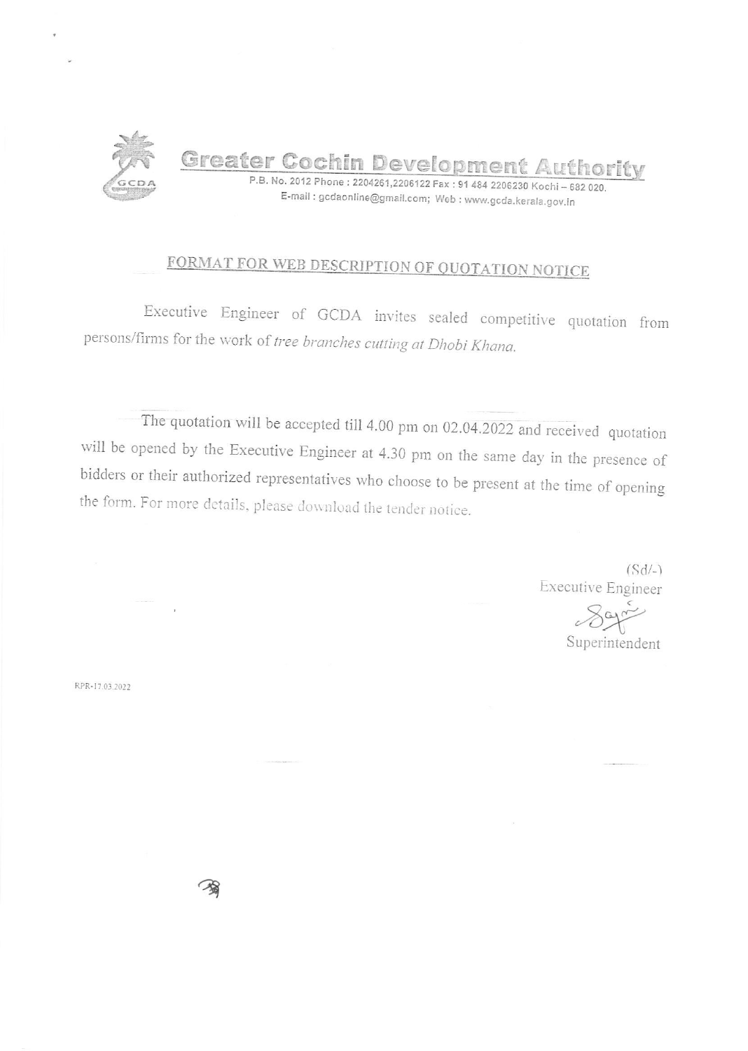# Greater Cochin Development Authority

P.B. No. 2012 Phone : 2204261,2206122 Fax : 91 484 2206230 Kochi – 682 020.
E-mail : gcdaonline@gmail.com; Web : www.gcda.kerala.gov.in

## FORMAT FOR WEB DESCRIPTION OF QUOTATION NOTICE

Executive Engineer of GCDA invites sealed competitive quotation from persons/firms for the work of *tree branches cutting at Dhobi Khana.*

The quotation will be accepted till 4.00 pm on 02.04.2022 and received quotation will be opened by the Executive Engineer at 4.30 pm on the same day in the presence of bidders or their authorized representatives who choose to be present at the time of opening the form. For more details, please download the tender notice.

(Sd/-)
Executive Engineer

Superintendent

RPR-17.03.2022